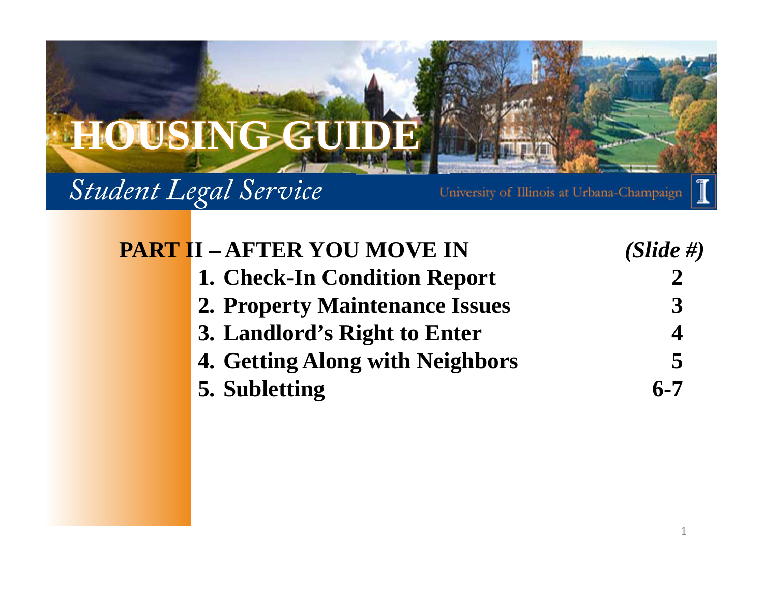# HOUSING GUIDE

*Student Legal Service*

University of Illinois at Urbana-Champaign

## PART II – AFTER YOU MOVE IN

| | *(Slide #)* |
| --- | --- |
| **1. Check-In Condition Report** | **2** |
| **2. Property Maintenance Issues** | **3** |
| **3. Landlord's Right to Enter** | **4** |
| **4. Getting Along with Neighbors** | **5** |
| **5. Subletting** | **6-7** |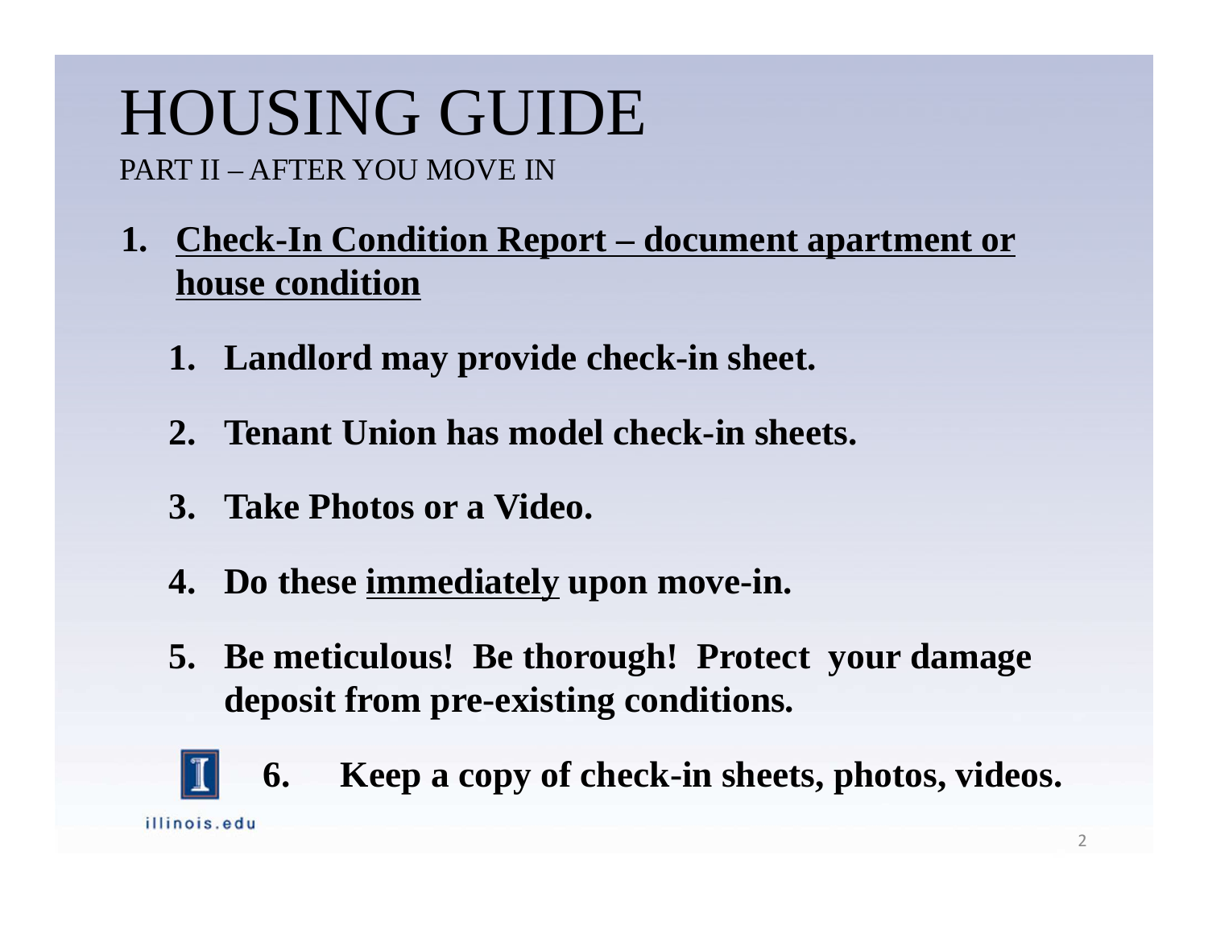# HOUSING GUIDE

PART II – AFTER YOU MOVE IN

1. **Check-In Condition Report – document apartment or house condition**
    1. **Landlord may provide check-in sheet.**
    2. **Tenant Union has model check-in sheets.**
    3. **Take Photos or a Video.**
    4. **Do these immediately upon move-in.**
    5. **Be meticulous! Be thorough! Protect your damage deposit from pre-existing conditions.**
    6. **Keep a copy of check-in sheets, photos, videos.**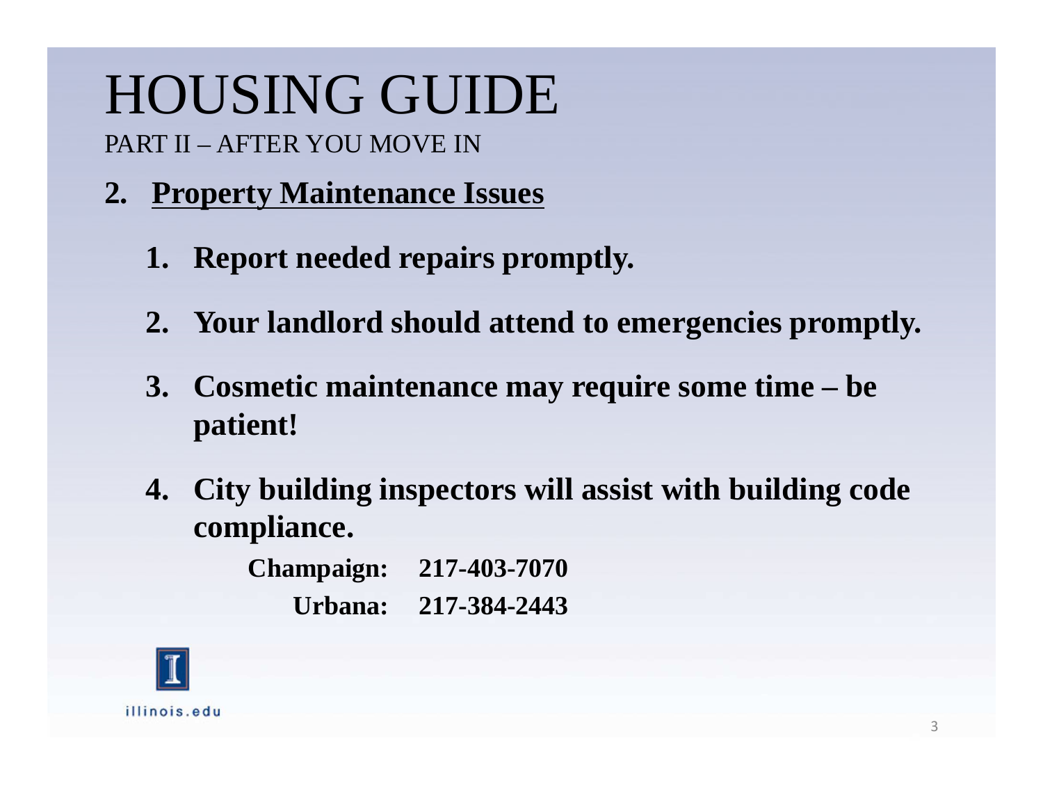# HOUSING GUIDE

PART II – AFTER YOU MOVE IN

## 2. Property Maintenance Issues

1. **Report needed repairs promptly.**
2. **Your landlord should attend to emergencies promptly.**
3. **Cosmetic maintenance may require some time – be patient!**
4. **City building inspectors will assist with building code compliance.**

   **Champaign: 217-403-7070**

   **Urbana: 217-384-2443**

illinois.edu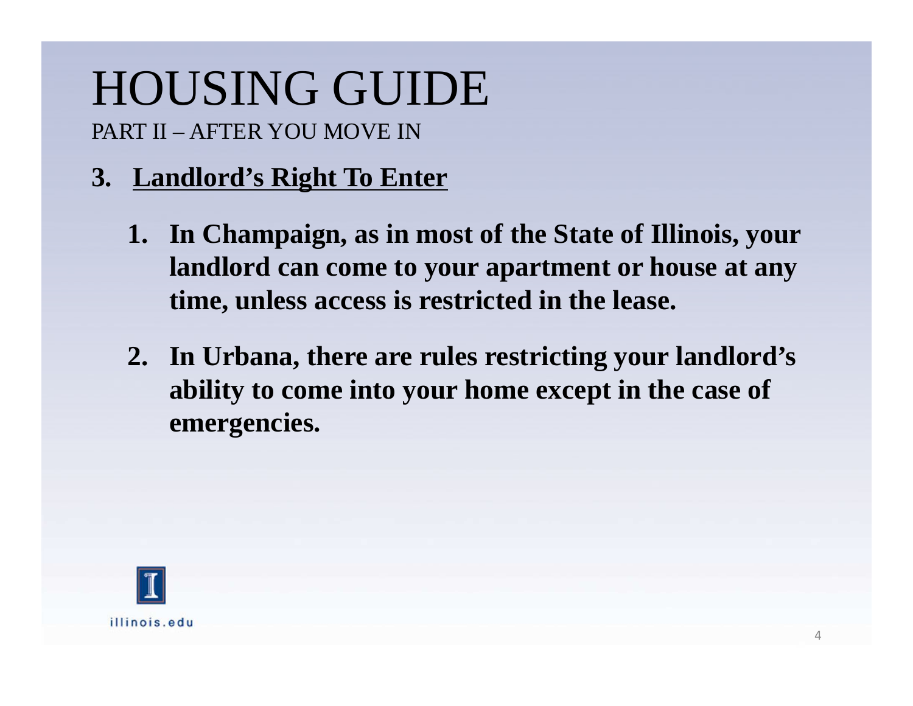# HOUSING GUIDE

PART II – AFTER YOU MOVE IN

3. **Landlord's Right To Enter**

    1. **In Champaign, as in most of the State of Illinois, your landlord can come to your apartment or house at any time, unless access is restricted in the lease.**

    2. **In Urbana, there are rules restricting your landlord's ability to come into your home except in the case of emergencies.**

illinois.edu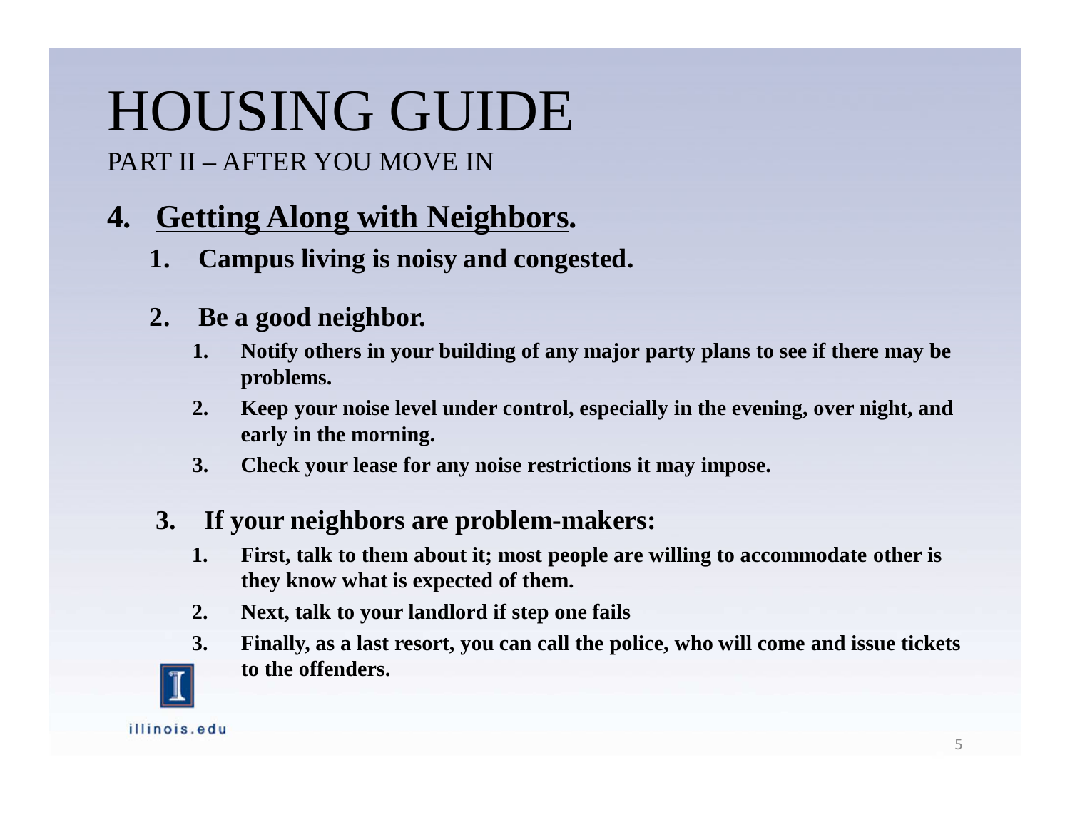# HOUSING GUIDE

PART II – AFTER YOU MOVE IN

4. **Getting Along with Neighbors.**
   1. **Campus living is noisy and congested.**
   2. **Be a good neighbor.**
      1. **Notify others in your building of any major party plans to see if there may be problems.**
      2. **Keep your noise level under control, especially in the evening, over night, and early in the morning.**
      3. **Check your lease for any noise restrictions it may impose.**
   3. **If your neighbors are problem-makers:**
      1. **First, talk to them about it; most people are willing to accommodate other is they know what is expected of them.**
      2. **Next, talk to your landlord if step one fails**
      3. **Finally, as a last resort, you can call the police, who will come and issue tickets to the offenders.**

illinois.edu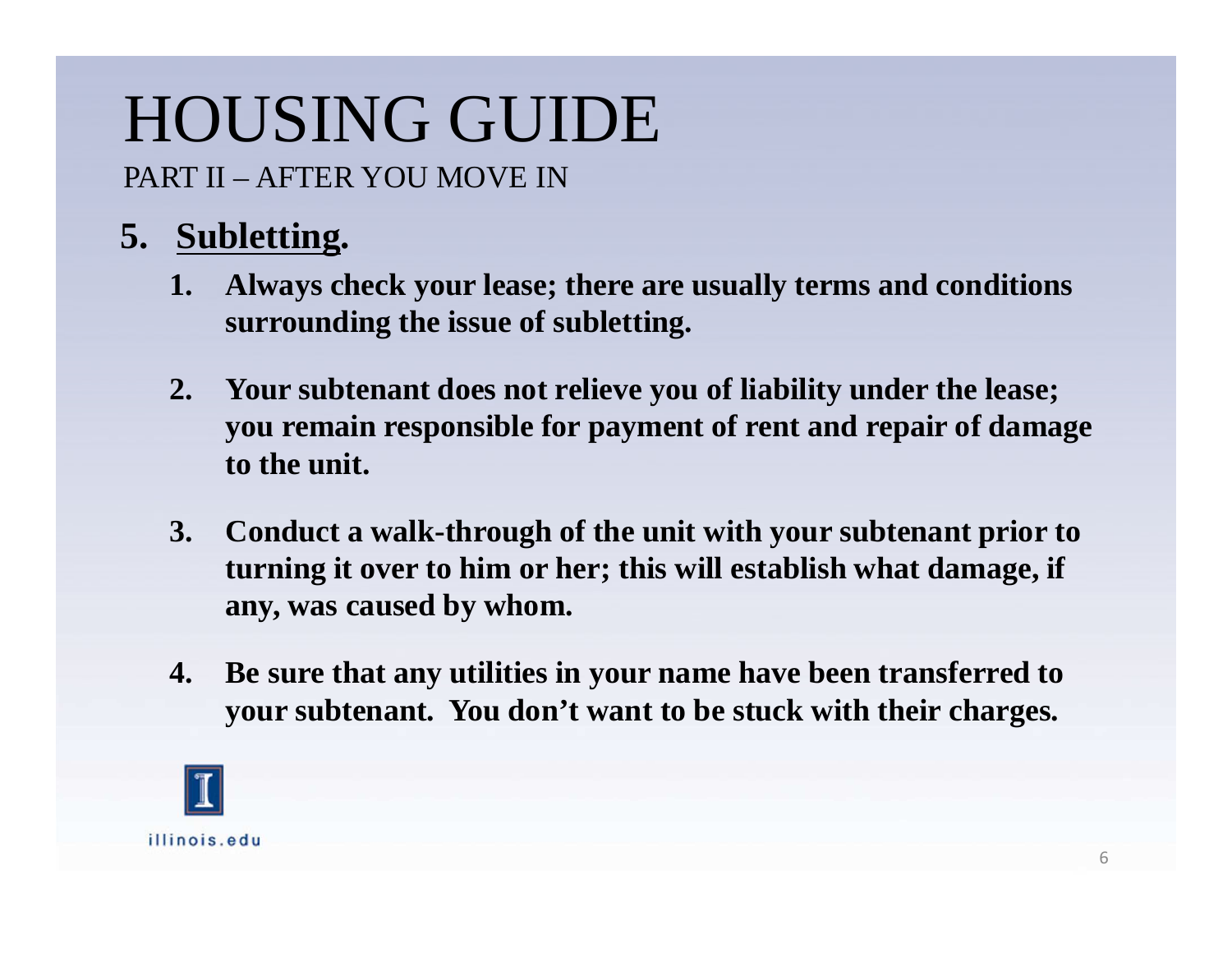# HOUSING GUIDE

PART II – AFTER YOU MOVE IN

5. **Subletting.**
   1. **Always check your lease; there are usually terms and conditions surrounding the issue of subletting.**
   2. **Your subtenant does not relieve you of liability under the lease; you remain responsible for payment of rent and repair of damage to the unit.**
   3. **Conduct a walk-through of the unit with your subtenant prior to turning it over to him or her; this will establish what damage, if any, was caused by whom.**
   4. **Be sure that any utilities in your name have been transferred to your subtenant. You don't want to be stuck with their charges.**

illinois.edu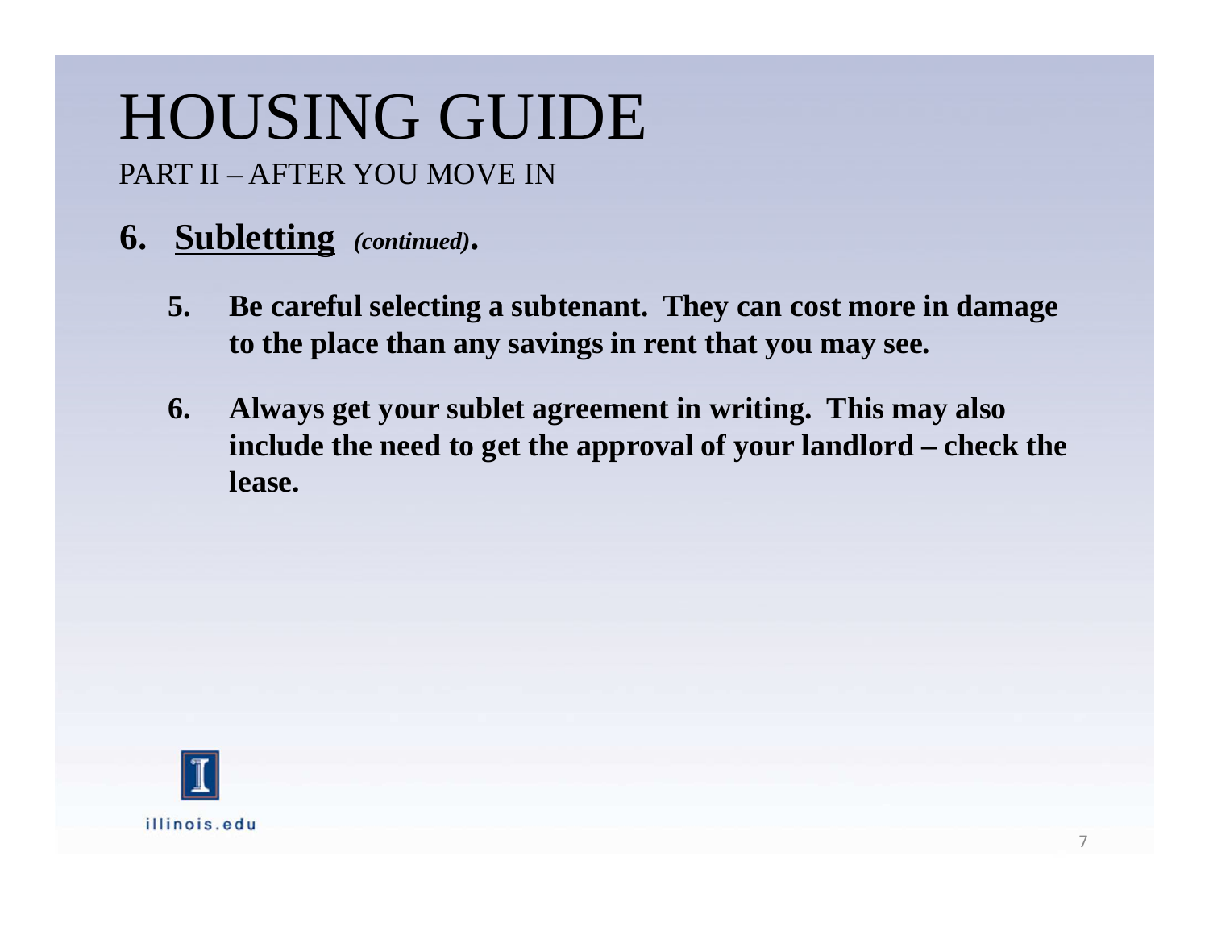# HOUSING GUIDE

PART II – AFTER YOU MOVE IN

## 6. Subletting *(continued)*.

5. **Be careful selecting a subtenant. They can cost more in damage to the place than any savings in rent that you may see.**

6. **Always get your sublet agreement in writing. This may also include the need to get the approval of your landlord – check the lease.**

illinois.edu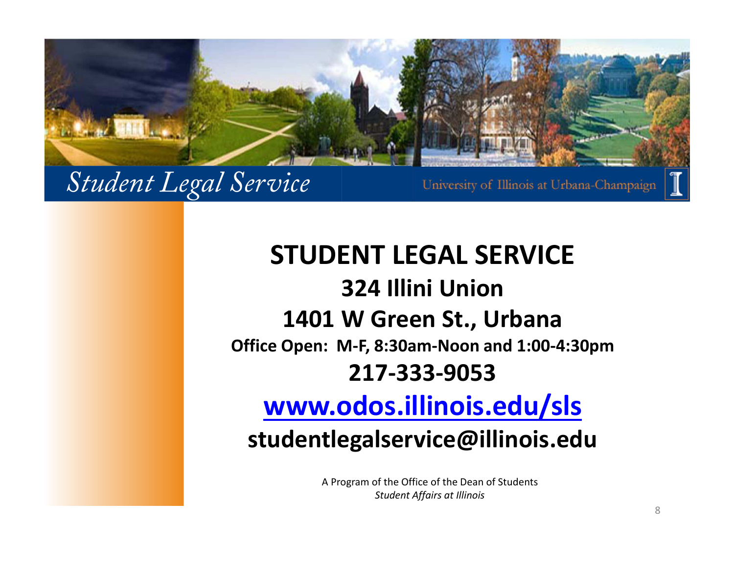Student Legal Service

University of Illinois at Urbana-Champaign

# STUDENT LEGAL SERVICE

## 324 Illini Union

## 1401 W Green St., Urbana

**Office Open: M-F, 8:30am-Noon and 1:00-4:30pm**

## 217-333-9053

## [www.odos.illinois.edu/sls](http://www.odos.illinois.edu/sls)

## studentlegalservice@illinois.edu

A Program of the Office of the Dean of Students
*Student Affairs at Illinois*